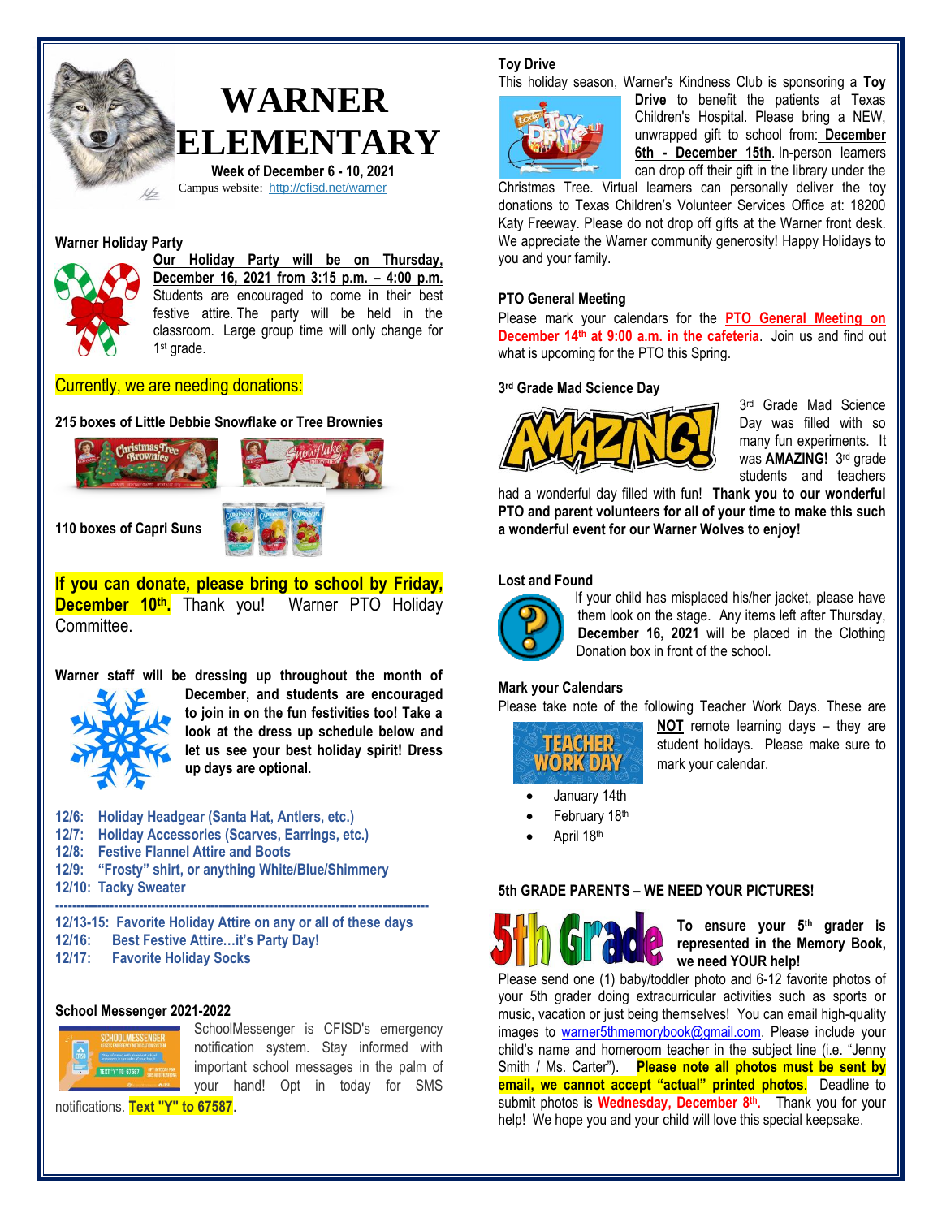# WARNER ELEMENTARY

**Week of December 6 - 10, 2021**

Campus website: http://cfisd.net/warner

### Warner Holiday Party

**Our Holiday Party will be on Thursday, December 16, 2021 from 3:15 p.m. – 4:00 p.m.** Students are encouraged to come in their best festive attire. The party will be held in the classroom. Large group time will only change for 1st grade.

Currently, we are needing donations:

**215 boxes of Little Debbie Snowflake or Tree Brownies**

**110 boxes of Capri Suns**

**If you can donate, please bring to school by Friday, December 10th.** Thank you! Warner PTO Holiday Committee.

**Warner staff will be dressing up throughout the month of December, and students are encouraged to join in on the fun festivities too! Take a look at the dress up schedule below and let us see your best holiday spirit! Dress up days are optional.**

**12/6: Holiday Headgear (Santa Hat, Antlers, etc.)**
**12/7: Holiday Accessories (Scarves, Earrings, etc.)**
**12/8: Festive Flannel Attire and Boots**
**12/9: "Frosty" shirt, or anything White/Blue/Shimmery**
**12/10: Tacky Sweater**

---

**12/13-15: Favorite Holiday Attire on any or all of these days**
**12/16: Best Festive Attire…it's Party Day!**
**12/17: Favorite Holiday Socks**

### School Messenger 2021-2022

SchoolMessenger is CFISD's emergency notification system. Stay informed with important school messages in the palm of your hand! Opt in today for SMS notifications. **Text "Y" to 67587**.

### Toy Drive

This holiday season, Warner's Kindness Club is sponsoring a **Toy Drive** to benefit the patients at Texas Children's Hospital. Please bring a NEW, unwrapped gift to school from: **December 6th - December 15th**. In-person learners can drop off their gift in the library under the Christmas Tree. Virtual learners can personally deliver the toy donations to Texas Children's Volunteer Services Office at: 18200 Katy Freeway. Please do not drop off gifts at the Warner front desk. We appreciate the Warner community generosity! Happy Holidays to you and your family.

### PTO General Meeting

Please mark your calendars for the **PTO General Meeting on December 14th at 9:00 a.m. in the cafeteria**. Join us and find out what is upcoming for the PTO this Spring.

### 3rd Grade Mad Science Day

3rd Grade Mad Science Day was filled with so many fun experiments. It was **AMAZING!** 3rd grade students and teachers had a wonderful day filled with fun! **Thank you to our wonderful PTO and parent volunteers for all of your time to make this such a wonderful event for our Warner Wolves to enjoy!**

### Lost and Found

If your child has misplaced his/her jacket, please have them look on the stage. Any items left after Thursday, **December 16, 2021** will be placed in the Clothing Donation box in front of the school.

### Mark your Calendars

Please take note of the following Teacher Work Days. These are **NOT** remote learning days – they are student holidays. Please make sure to mark your calendar.

- January 14th
- February 18th
- April 18th

### 5th GRADE PARENTS – WE NEED YOUR PICTURES!

**To ensure your 5th grader is represented in the Memory Book, we need YOUR help!** Please send one (1) baby/toddler photo and 6-12 favorite photos of your 5th grader doing extracurricular activities such as sports or music, vacation or just being themselves! You can email high-quality images to warner5thmemorybook@gmail.com. Please include your child's name and homeroom teacher in the subject line (i.e. "Jenny Smith / Ms. Carter"). **Please note all photos must be sent by email, we cannot accept "actual" printed photos**. Deadline to submit photos is **Wednesday, December 8th**. Thank you for your help! We hope you and your child will love this special keepsake.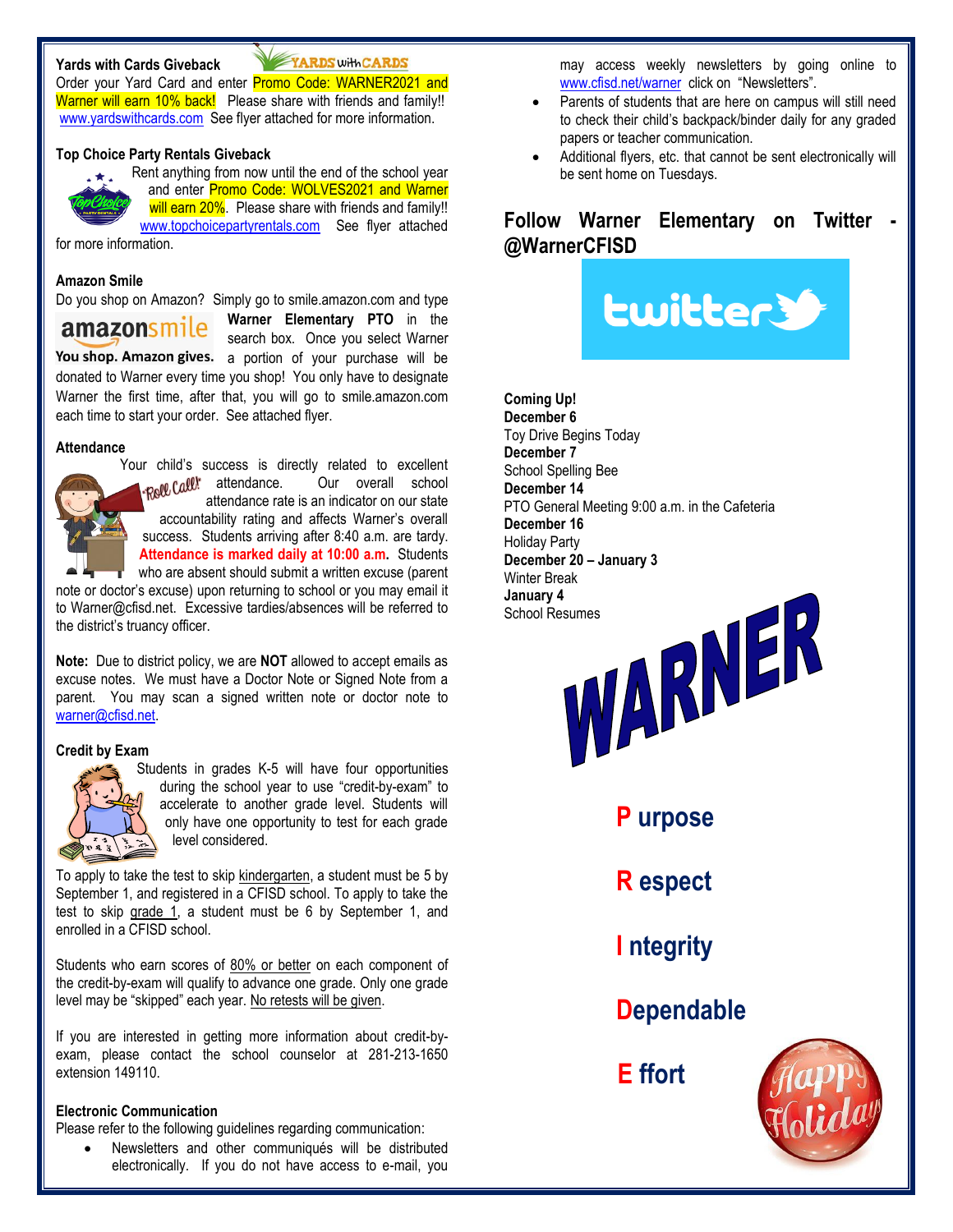### Yards with Cards Giveback

Order your Yard Card and enter Promo Code: WARNER2021 and Warner will earn 10% back! Please share with friends and family!! www.yardswithcards.com See flyer attached for more information.

### Top Choice Party Rentals Giveback

Rent anything from now until the end of the school year and enter Promo Code: WOLVES2021 and Warner will earn 20%. Please share with friends and family!! www.topchoicepartyrentals.com See flyer attached for more information.

### Amazon Smile

Do you shop on Amazon? Simply go to smile.amazon.com and type **Warner Elementary PTO** in the search box. Once you select Warner a portion of your purchase will be donated to Warner every time you shop! You only have to designate Warner the first time, after that, you will go to smile.amazon.com each time to start your order. See attached flyer.

### Attendance

Your child's success is directly related to excellent attendance. Our overall school attendance rate is an indicator on our state accountability rating and affects Warner's overall success. Students arriving after 8:40 a.m. are tardy. **Attendance is marked daily at 10:00 a.m.** Students who are absent should submit a written excuse (parent note or doctor's excuse) upon returning to school or you may email it to Warner@cfisd.net. Excessive tardies/absences will be referred to the district's truancy officer.

**Note:** Due to district policy, we are **NOT** allowed to accept emails as excuse notes. We must have a Doctor Note or Signed Note from a parent. You may scan a signed written note or doctor note to warner@cfisd.net.

### Credit by Exam

Students in grades K-5 will have four opportunities during the school year to use "credit-by-exam" to accelerate to another grade level. Students will only have one opportunity to test for each grade level considered.

To apply to take the test to skip kindergarten, a student must be 5 by September 1, and registered in a CFISD school. To apply to take the test to skip grade 1, a student must be 6 by September 1, and enrolled in a CFISD school.

Students who earn scores of 80% or better on each component of the credit-by-exam will qualify to advance one grade. Only one grade level may be "skipped" each year. No retests will be given.

If you are interested in getting more information about credit-by-exam, please contact the school counselor at 281-213-1650 extension 149110.

### Electronic Communication

Please refer to the following guidelines regarding communication:

- Newsletters and other communiqués will be distributed electronically. If you do not have access to e-mail, you may access weekly newsletters by going online to www.cfisd.net/warner click on "Newsletters".
- Parents of students that are here on campus will still need to check their child's backpack/binder daily for any graded papers or teacher communication.
- Additional flyers, etc. that cannot be sent electronically will be sent home on Tuesdays.

## Follow Warner Elementary on Twitter - @WarnerCFISD

**Coming Up!**

**December 6**
Toy Drive Begins Today

**December 7**
School Spelling Bee

**December 14**
PTO General Meeting 9:00 a.m. in the Cafeteria

**December 16**
Holiday Party

**December 20 – January 3**
Winter Break

**January 4**
School Resumes

WARNER

**P urpose**

**R espect**

**I ntegrity**

**Dependable**

**E ffort**

Happy Holidays